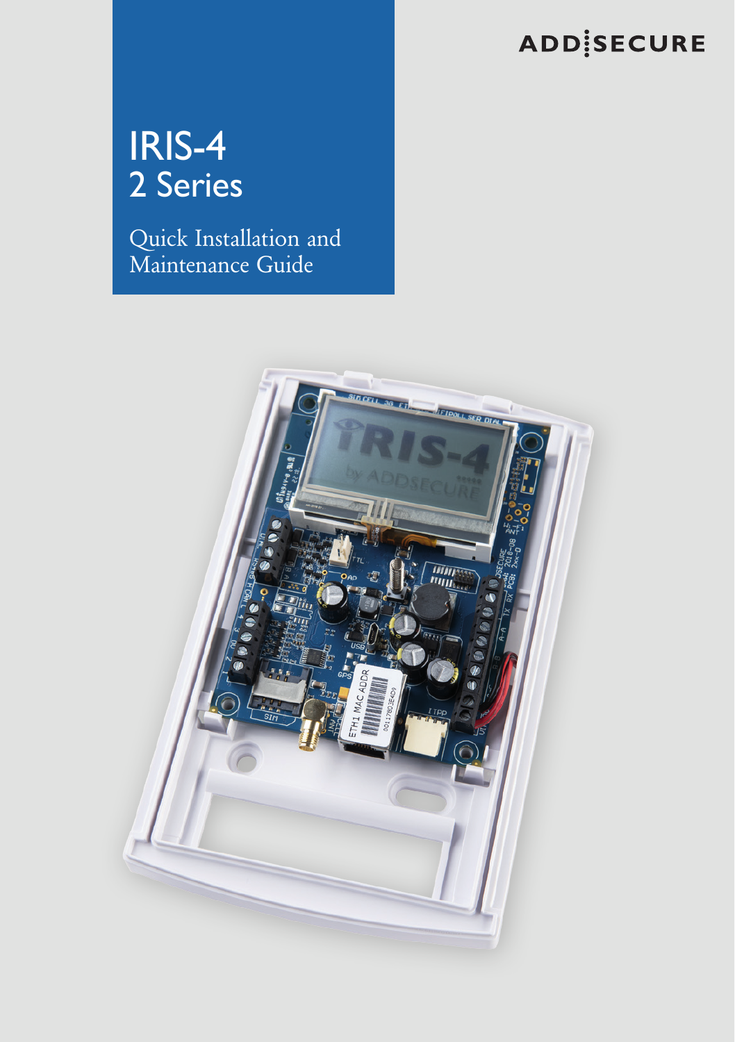ADDSECURE

# IRIS-4
## 2 Series

Quick Installation and Maintenance Guide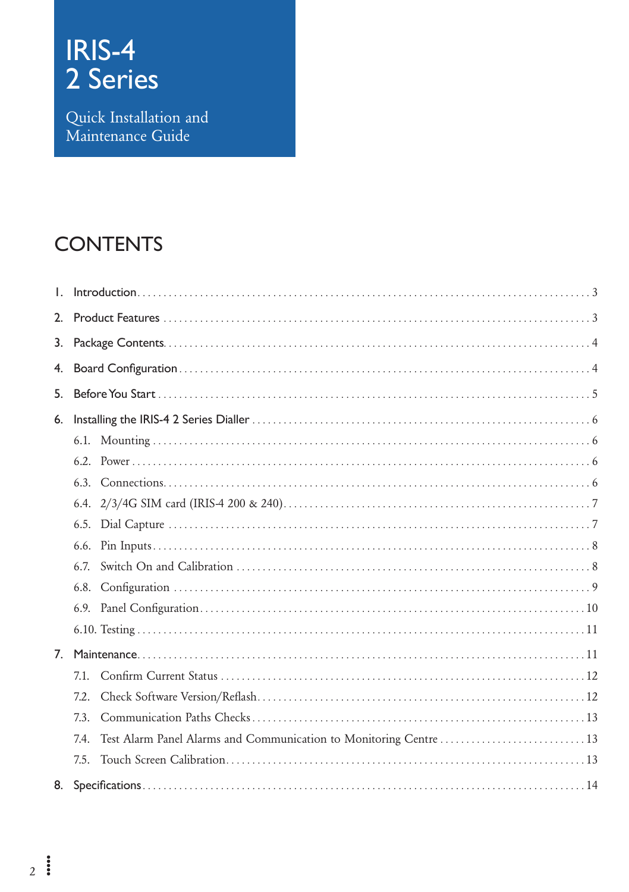# IRIS-4 2 Series

Quick Installation and Maintenance Guide

## CONTENTS

1. Introduction ..... 3
2. Product Features ..... 3
3. Package Contents ..... 4
4. Board Configuration ..... 4
5. Before You Start ..... 5
6. Installing the IRIS-4 2 Series Dialler ..... 6
   - 6.1. Mounting ..... 6
   - 6.2. Power ..... 6
   - 6.3. Connections ..... 6
   - 6.4. 2/3/4G SIM card (IRIS-4 200 & 240) ..... 7
   - 6.5. Dial Capture ..... 7
   - 6.6. Pin Inputs ..... 8
   - 6.7. Switch On and Calibration ..... 8
   - 6.8. Configuration ..... 9
   - 6.9. Panel Configuration ..... 10
   - 6.10. Testing ..... 11
7. Maintenance ..... 11
   - 7.1. Confirm Current Status ..... 12
   - 7.2. Check Software Version/Reflash ..... 12
   - 7.3. Communication Paths Checks ..... 13
   - 7.4. Test Alarm Panel Alarms and Communication to Monitoring Centre ..... 13
   - 7.5. Touch Screen Calibration ..... 13
8. Specifications ..... 14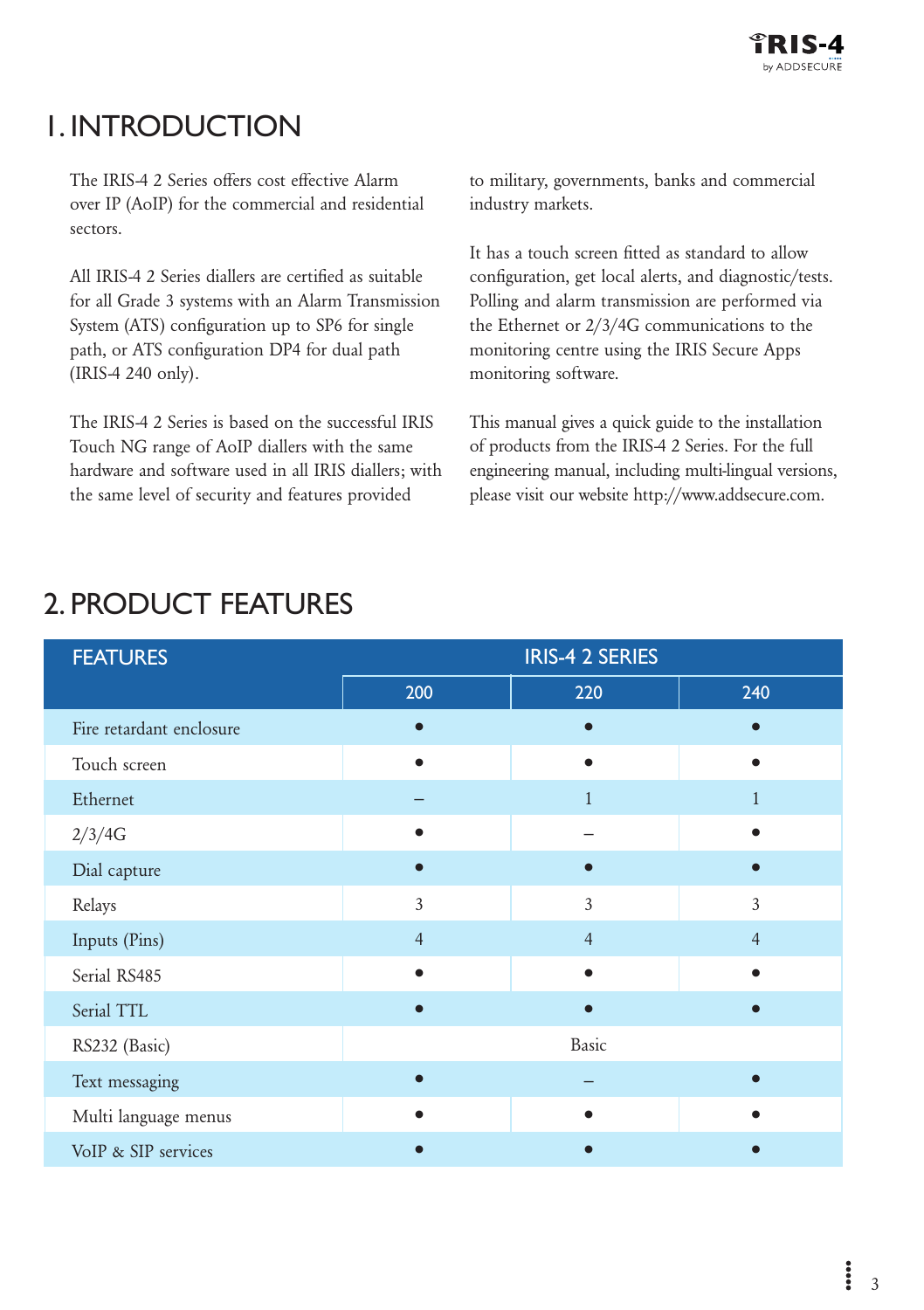# 1. INTRODUCTION

The IRIS-4 2 Series offers cost effective Alarm over IP (AoIP) for the commercial and residential sectors.

All IRIS-4 2 Series diallers are certified as suitable for all Grade 3 systems with an Alarm Transmission System (ATS) configuration up to SP6 for single path, or ATS configuration DP4 for dual path (IRIS-4 240 only).

The IRIS-4 2 Series is based on the successful IRIS Touch NG range of AoIP diallers with the same hardware and software used in all IRIS diallers; with the same level of security and features provided to military, governments, banks and commercial industry markets.

It has a touch screen fitted as standard to allow configuration, get local alerts, and diagnostic/tests. Polling and alarm transmission are performed via the Ethernet or 2/3/4G communications to the monitoring centre using the IRIS Secure Apps monitoring software.

This manual gives a quick guide to the installation of products from the IRIS-4 2 Series. For the full engineering manual, including multi-lingual versions, please visit our website http://www.addsecure.com.

# 2. PRODUCT FEATURES

| FEATURES | IRIS-4 2 SERIES | | |
|---|---|---|---|
| | 200 | 220 | 240 |
| Fire retardant enclosure | ● | ● | ● |
| Touch screen | ● | ● | ● |
| Ethernet | – | 1 | 1 |
| 2/3/4G | ● | – | ● |
| Dial capture | ● | ● | ● |
| Relays | 3 | 3 | 3 |
| Inputs (Pins) | 4 | 4 | 4 |
| Serial RS485 | ● | ● | ● |
| Serial TTL | ● | ● | ● |
| RS232 (Basic) | | Basic | |
| Text messaging | ● | – | ● |
| Multi language menus | ● | ● | ● |
| VoIP & SIP services | ● | ● | ● |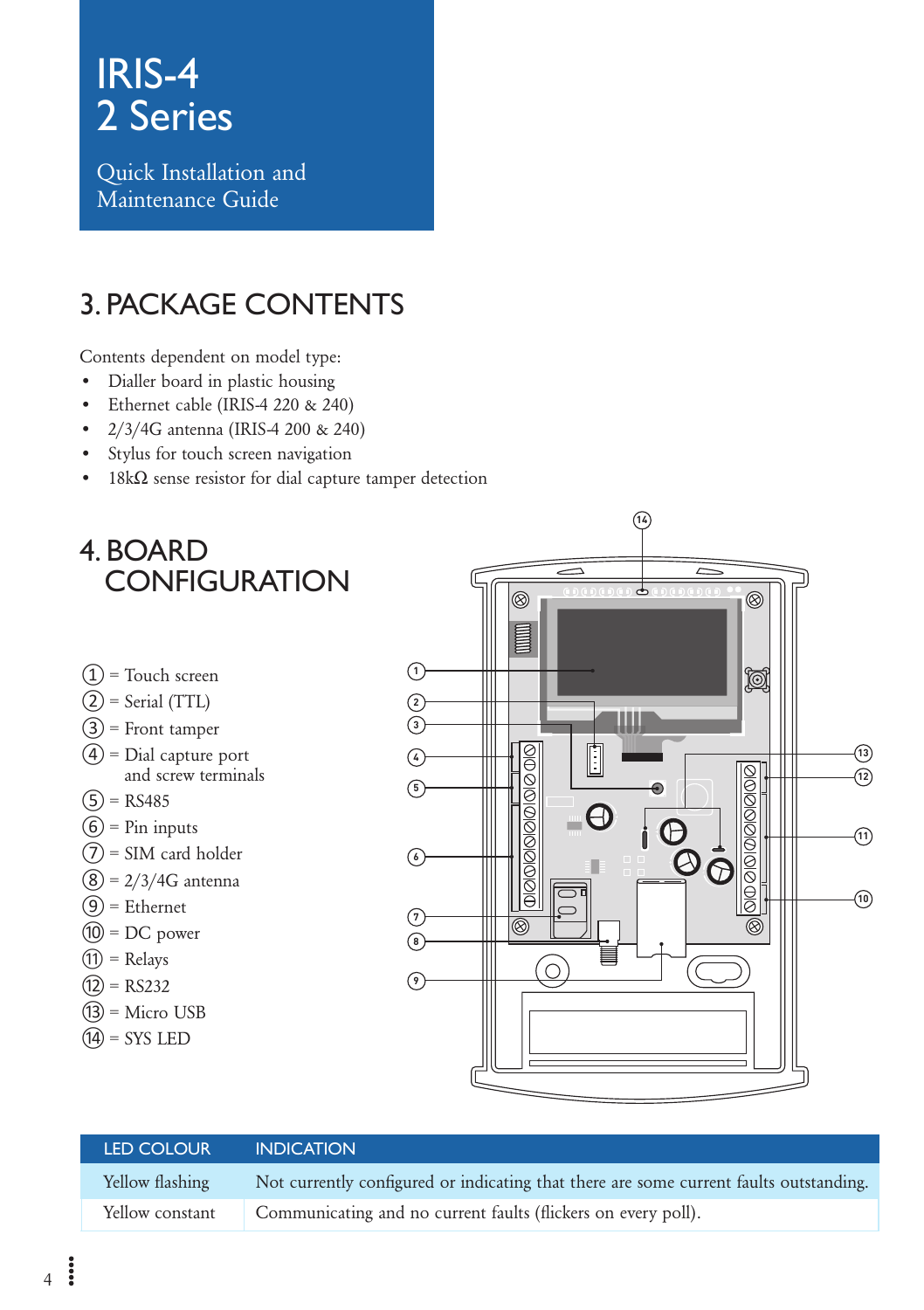IRIS-4
2 Series

Quick Installation and Maintenance Guide

# 3. PACKAGE CONTENTS

Contents dependent on model type:

- Dialler board in plastic housing
- Ethernet cable (IRIS-4 220 & 240)
- 2/3/4G antenna (IRIS-4 200 & 240)
- Stylus for touch screen navigation
- 18kΩ sense resistor for dial capture tamper detection

# 4. BOARD CONFIGURATION

1. = Touch screen
2. = Serial (TTL)
3. = Front tamper
4. = Dial capture port and screw terminals
5. = RS485
6. = Pin inputs
7. = SIM card holder
8. = 2/3/4G antenna
9. = Ethernet
10. = DC power
11. = Relays
12. = RS232
13. = Micro USB
14. = SYS LED

| LED COLOUR | INDICATION |
| --- | --- |
| Yellow flashing | Not currently configured or indicating that there are some current faults outstanding. |
| Yellow constant | Communicating and no current faults (flickers on every poll). |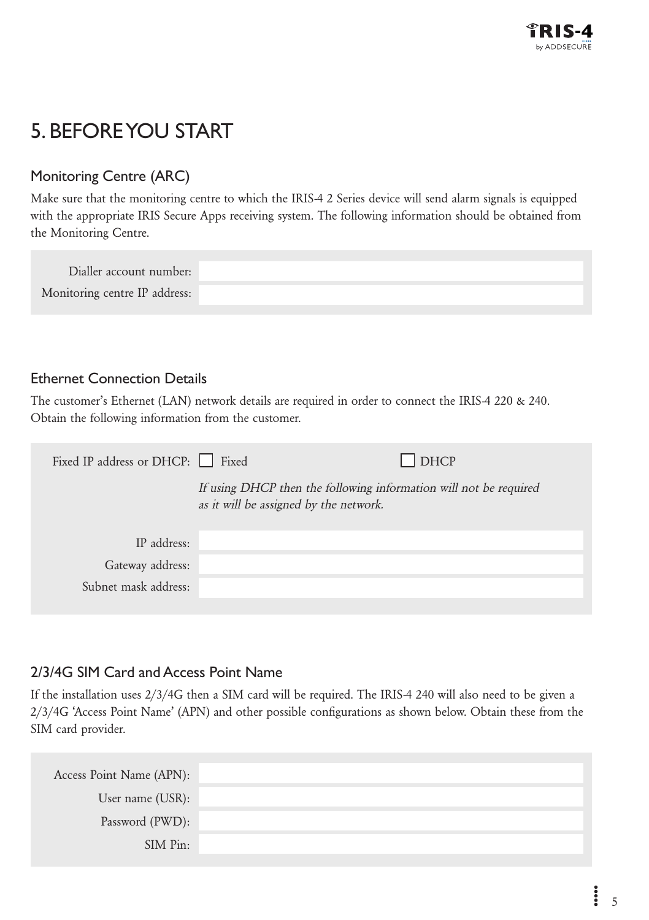# 5. BEFORE YOU START

## Monitoring Centre (ARC)

Make sure that the monitoring centre to which the IRIS-4 2 Series device will send alarm signals is equipped with the appropriate IRIS Secure Apps receiving system. The following information should be obtained from the Monitoring Centre.

| | |
|---|---|
| Dialler account number: | |
| Monitoring centre IP address: | |

## Ethernet Connection Details

The customer's Ethernet (LAN) network details are required in order to connect the IRIS-4 220 & 240. Obtain the following information from the customer.

| | | |
|---|---|---|
| Fixed IP address or DHCP: | ☐ Fixed | ☐ DHCP |
| | *If using DHCP then the following information will not be required as it will be assigned by the network.* | |
| IP address: | | |
| Gateway address: | | |
| Subnet mask address: | | |

## 2/3/4G SIM Card and Access Point Name

If the installation uses 2/3/4G then a SIM card will be required. The IRIS-4 240 will also need to be given a 2/3/4G 'Access Point Name' (APN) and other possible configurations as shown below. Obtain these from the SIM card provider.

| | |
|---|---|
| Access Point Name (APN): | |
| User name (USR): | |
| Password (PWD): | |
| SIM Pin: | |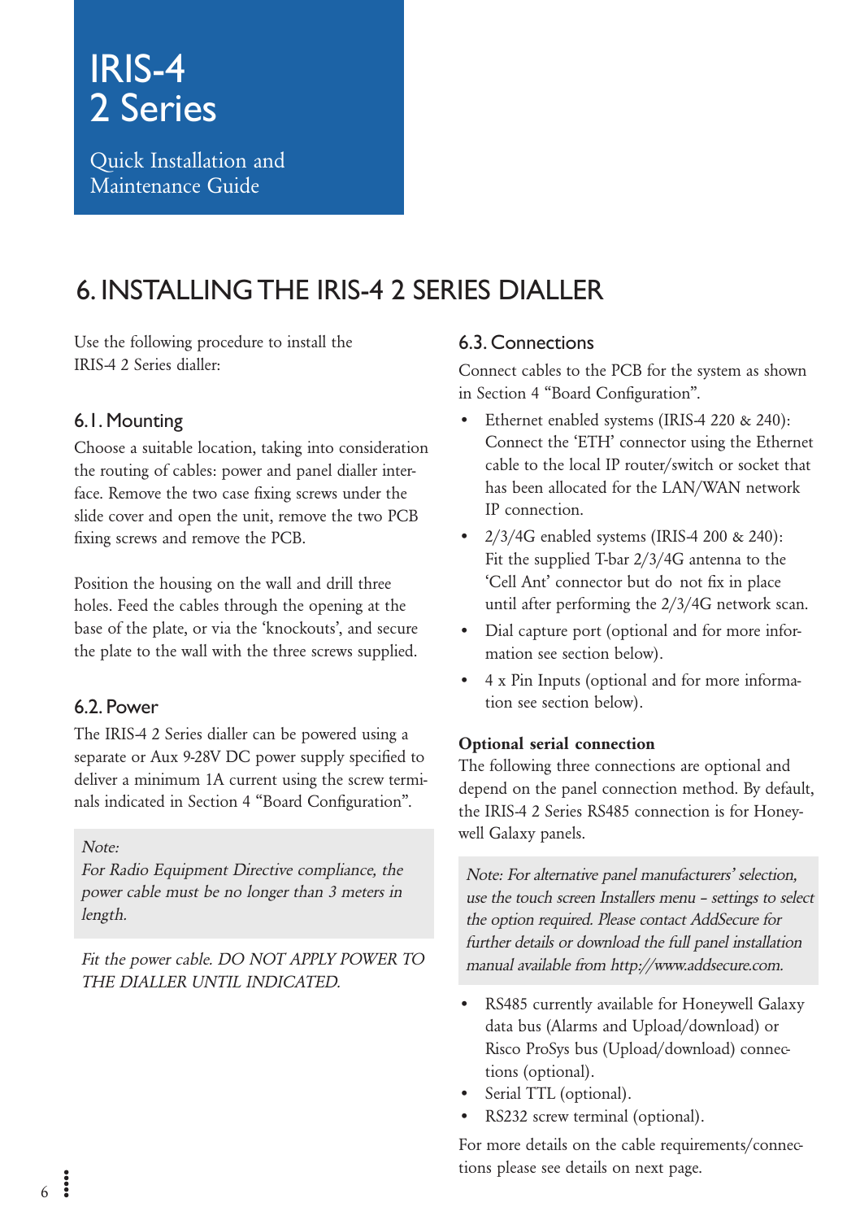# 6. INSTALLING THE IRIS-4 2 SERIES DIALLER

Use the following procedure to install the IRIS-4 2 Series dialler:

## 6.1. Mounting

Choose a suitable location, taking into consideration the routing of cables: power and panel dialler interface. Remove the two case fixing screws under the slide cover and open the unit, remove the two PCB fixing screws and remove the PCB.

Position the housing on the wall and drill three holes. Feed the cables through the opening at the base of the plate, or via the 'knockouts', and secure the plate to the wall with the three screws supplied.

## 6.2. Power

The IRIS-4 2 Series dialler can be powered using a separate or Aux 9-28V DC power supply specified to deliver a minimum 1A current using the screw terminals indicated in Section 4 "Board Configuration".

> *Note:*
> *For Radio Equipment Directive compliance, the power cable must be no longer than 3 meters in length.*

*Fit the power cable. DO NOT APPLY POWER TO THE DIALLER UNTIL INDICATED.*

## 6.3. Connections

Connect cables to the PCB for the system as shown in Section 4 "Board Configuration".

- Ethernet enabled systems (IRIS-4 220 & 240): Connect the 'ETH' connector using the Ethernet cable to the local IP router/switch or socket that has been allocated for the LAN/WAN network IP connection.
- 2/3/4G enabled systems (IRIS-4 200 & 240): Fit the supplied T-bar 2/3/4G antenna to the 'Cell Ant' connector but do not fix in place until after performing the 2/3/4G network scan.
- Dial capture port (optional and for more information see section below).
- 4 x Pin Inputs (optional and for more information see section below).

**Optional serial connection**

The following three connections are optional and depend on the panel connection method. By default, the IRIS-4 2 Series RS485 connection is for Honeywell Galaxy panels.

> *Note: For alternative panel manufacturers' selection, use the touch screen Installers menu - settings to select the option required. Please contact AddSecure for further details or download the full panel installation manual available from http://www.addsecure.com.*

- RS485 currently available for Honeywell Galaxy data bus (Alarms and Upload/download) or Risco ProSys bus (Upload/download) connections (optional).
- Serial TTL (optional).
- RS232 screw terminal (optional).

For more details on the cable requirements/connections please see details on next page.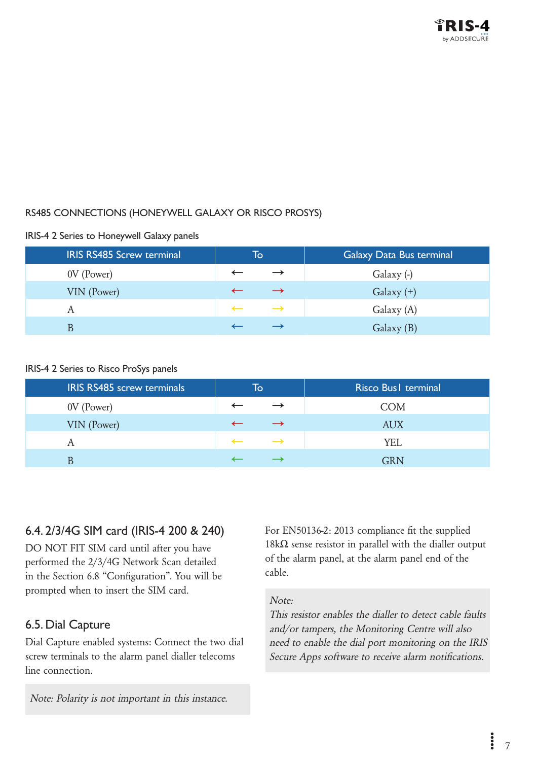RS485 CONNECTIONS (HONEYWELL GALAXY OR RISCO PROSYS)

IRIS-4 2 Series to Honeywell Galaxy panels

| IRIS RS485 Screw terminal | To | Galaxy Data Bus terminal |
|---|---|---|
| 0V (Power) | ← → | Galaxy (-) |
| VIN (Power) | ← → | Galaxy (+) |
| A | ← → | Galaxy (A) |
| B | ← → | Galaxy (B) |

IRIS-4 2 Series to Risco ProSys panels

| IRIS RS485 screw terminals | To | Risco Bus1 terminal |
|---|---|---|
| 0V (Power) | ← → | COM |
| VIN (Power) | ← → | AUX |
| A | ← → | YEL |
| B | ← → | GRN |

## 6.4. 2/3/4G SIM card (IRIS-4 200 & 240)

DO NOT FIT SIM card until after you have performed the 2/3/4G Network Scan detailed in the Section 6.8 “Configuration”. You will be prompted when to insert the SIM card.

## 6.5. Dial Capture

Dial Capture enabled systems: Connect the two dial screw terminals to the alarm panel dialler telecoms line connection.

*Note: Polarity is not important in this instance.*

For EN50136-2: 2013 compliance fit the supplied 18kΩ sense resistor in parallel with the dialler output of the alarm panel, at the alarm panel end of the cable.

*Note:*
*This resistor enables the dialler to detect cable faults and/or tampers, the Monitoring Centre will also need to enable the dial port monitoring on the IRIS Secure Apps software to receive alarm notifications.*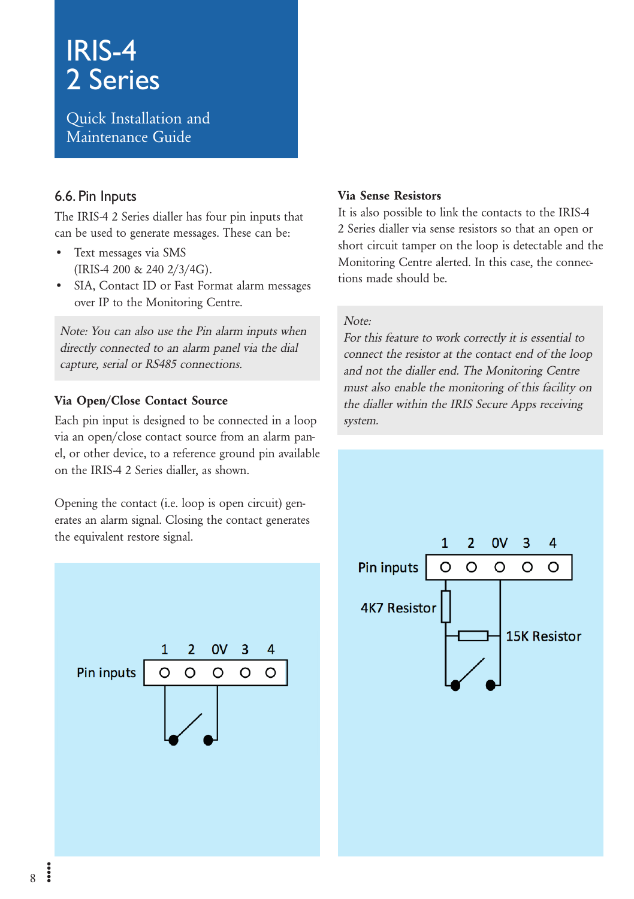# IRIS-4 2 Series

Quick Installation and Maintenance Guide

## 6.6. Pin Inputs

The IRIS-4 2 Series dialler has four pin inputs that can be used to generate messages. These can be:

- Text messages via SMS (IRIS-4 200 & 240 2/3/4G).
- SIA, Contact ID or Fast Format alarm messages over IP to the Monitoring Centre.

*Note: You can also use the Pin alarm inputs when directly connected to an alarm panel via the dial capture, serial or RS485 connections.*

### Via Open/Close Contact Source

Each pin input is designed to be connected in a loop via an open/close contact source from an alarm panel, or other device, to a reference ground pin available on the IRIS-4 2 Series dialler, as shown.

Opening the contact (i.e. loop is open circuit) generates an alarm signal. Closing the contact generates the equivalent restore signal.

Pin inputs: 1 2 0V 3 4

### Via Sense Resistors

It is also possible to link the contacts to the IRIS-4 2 Series dialler via sense resistors so that an open or short circuit tamper on the loop is detectable and the Monitoring Centre alerted. In this case, the connections made should be.

*Note:*
*For this feature to work correctly it is essential to connect the resistor at the contact end of the loop and not the dialler end. The Monitoring Centre must also enable the monitoring of this facility on the dialler within the IRIS Secure Apps receiving system.*

Pin inputs: 1 2 0V 3 4

4K7 Resistor

15K Resistor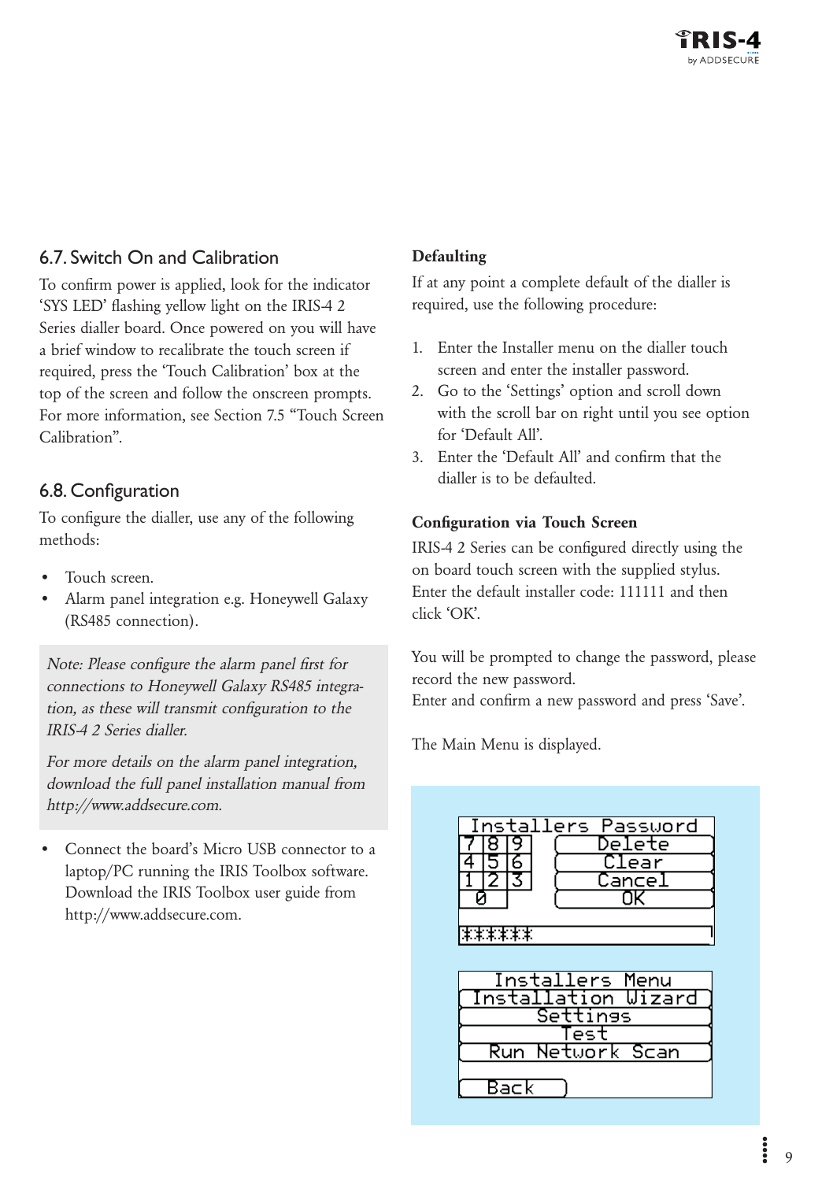## 6.7. Switch On and Calibration

To confirm power is applied, look for the indicator 'SYS LED' flashing yellow light on the IRIS-4 2 Series dialler board. Once powered on you will have a brief window to recalibrate the touch screen if required, press the 'Touch Calibration' box at the top of the screen and follow the onscreen prompts. For more information, see Section 7.5 "Touch Screen Calibration".

## 6.8. Configuration

To configure the dialler, use any of the following methods:

- Touch screen.
- Alarm panel integration e.g. Honeywell Galaxy (RS485 connection).

*Note: Please configure the alarm panel first for connections to Honeywell Galaxy RS485 integration, as these will transmit configuration to the IRIS-4 2 Series dialler.*

*For more details on the alarm panel integration, download the full panel installation manual from http://www.addsecure.com.*

- Connect the board's Micro USB connector to a laptop/PC running the IRIS Toolbox software. Download the IRIS Toolbox user guide from http://www.addsecure.com.

**Defaulting**

If at any point a complete default of the dialler is required, use the following procedure:

1. Enter the Installer menu on the dialler touch screen and enter the installer password.
2. Go to the 'Settings' option and scroll down with the scroll bar on right until you see option for 'Default All'.
3. Enter the 'Default All' and confirm that the dialler is to be defaulted.

**Configuration via Touch Screen**

IRIS-4 2 Series can be configured directly using the on board touch screen with the supplied stylus. Enter the default installer code: 111111 and then click 'OK'.

You will be prompted to change the password, please record the new password.
Enter and confirm a new password and press 'Save'.

The Main Menu is displayed.

```
Installers Password
7 8 9    Delete
4 5 6    Clear
1 2 3    Cancel
  0      OK
******
```

```
Installers Menu
Installation Wizard
Settings
Test
Run Network Scan

Back
```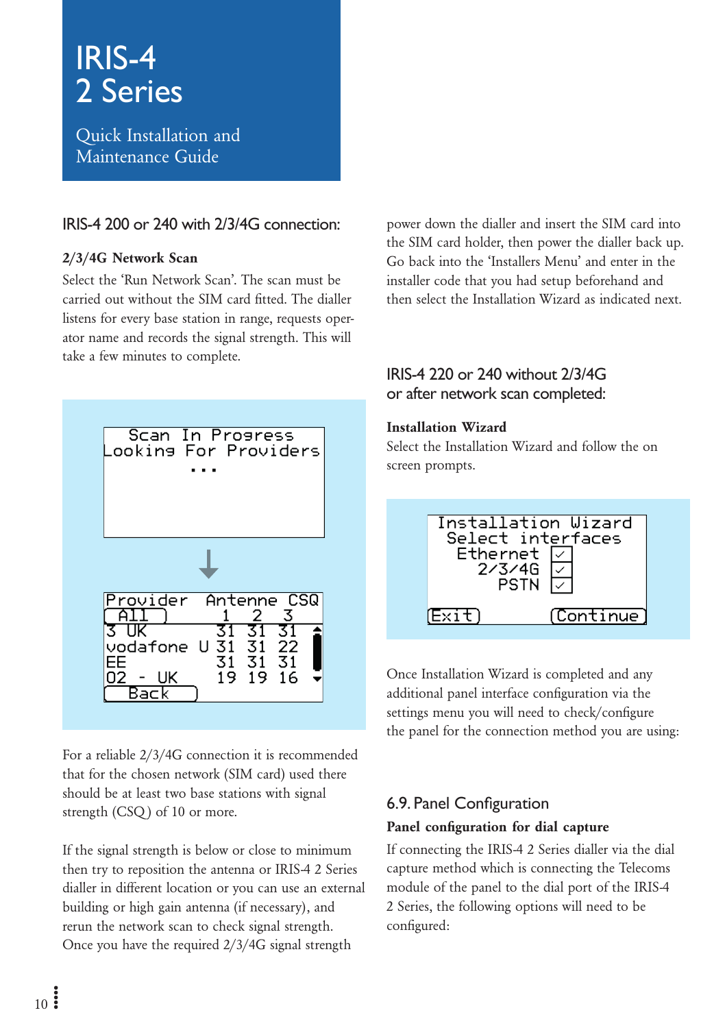# IRIS-4 2 Series

Quick Installation and Maintenance Guide

## IRIS-4 200 or 240 with 2/3/4G connection:

**2/3/4G Network Scan**

Select the 'Run Network Scan'. The scan must be carried out without the SIM card fitted. The dialler listens for every base station in range, requests operator name and records the signal strength. This will take a few minutes to complete.

```
Scan In Progress
Looking For Providers
...
```

```
Provider    Antenne CSQ
[ All ]       1   2   3
3 UK         31  31  31
vodafone U   31  31  22
EE           31  31  31
O2 - UK      19  19  16
[ Back ]
```

For a reliable 2/3/4G connection it is recommended that for the chosen network (SIM card) used there should be at least two base stations with signal strength (CSQ) of 10 or more.

If the signal strength is below or close to minimum then try to reposition the antenna or IRIS-4 2 Series dialler in different location or you can use an external building or high gain antenna (if necessary), and rerun the network scan to check signal strength. Once you have the required 2/3/4G signal strength power down the dialler and insert the SIM card into the SIM card holder, then power the dialler back up. Go back into the 'Installers Menu' and enter in the installer code that you had setup beforehand and then select the Installation Wizard as indicated next.

## IRIS-4 220 or 240 without 2/3/4G or after network scan completed:

**Installation Wizard**

Select the Installation Wizard and follow the on screen prompts.

```
Installation Wizard
Select interfaces
Ethernet  [✓]
2/3/4G    [✓]
PSTN      [✓]
[Exit]      [Continue]
```

Once Installation Wizard is completed and any additional panel interface configuration via the settings menu you will need to check/configure the panel for the connection method you are using:

## 6.9. Panel Configuration

**Panel configuration for dial capture**

If connecting the IRIS-4 2 Series dialler via the dial capture method which is connecting the Telecoms module of the panel to the dial port of the IRIS-4 2 Series, the following options will need to be configured: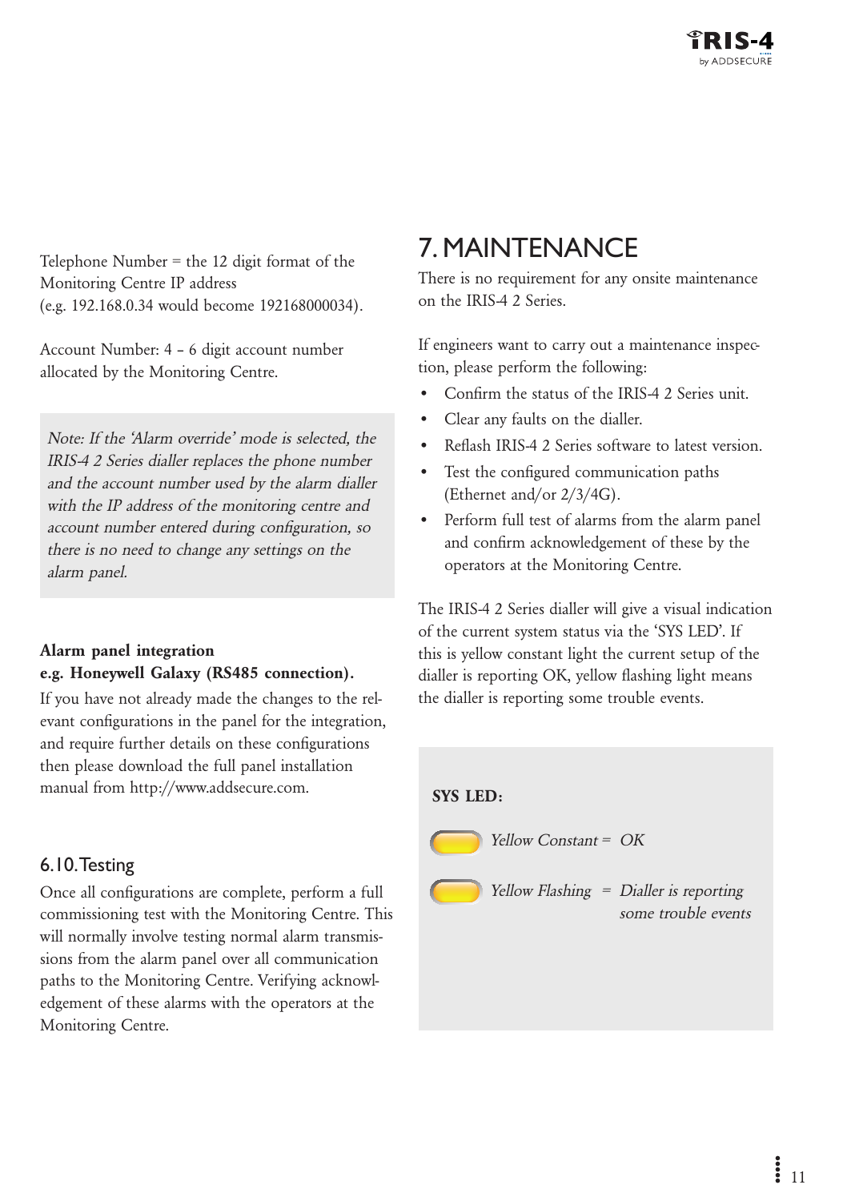Telephone Number = the 12 digit format of the Monitoring Centre IP address (e.g. 192.168.0.34 would become 192168000034).

Account Number: 4 – 6 digit account number allocated by the Monitoring Centre.

*Note: If the 'Alarm override' mode is selected, the IRIS-4 2 Series dialler replaces the phone number and the account number used by the alarm dialler with the IP address of the monitoring centre and account number entered during configuration, so there is no need to change any settings on the alarm panel.*

**Alarm panel integration**
**e.g. Honeywell Galaxy (RS485 connection).**

If you have not already made the changes to the relevant configurations in the panel for the integration, and require further details on these configurations then please download the full panel installation manual from http://www.addsecure.com.

### 6.10. Testing

Once all configurations are complete, perform a full commissioning test with the Monitoring Centre. This will normally involve testing normal alarm transmissions from the alarm panel over all communication paths to the Monitoring Centre. Verifying acknowledgement of these alarms with the operators at the Monitoring Centre.

# 7. MAINTENANCE

There is no requirement for any onsite maintenance on the IRIS-4 2 Series.

If engineers want to carry out a maintenance inspection, please perform the following:

- Confirm the status of the IRIS-4 2 Series unit.
- Clear any faults on the dialler.
- Reflash IRIS-4 2 Series software to latest version.
- Test the configured communication paths (Ethernet and/or 2/3/4G).
- Perform full test of alarms from the alarm panel and confirm acknowledgement of these by the operators at the Monitoring Centre.

The IRIS-4 2 Series dialler will give a visual indication of the current system status via the 'SYS LED'. If this is yellow constant light the current setup of the dialler is reporting OK, yellow flashing light means the dialler is reporting some trouble events.

**SYS LED:**

*Yellow Constant = OK*

*Yellow Flashing = Dialler is reporting some trouble events*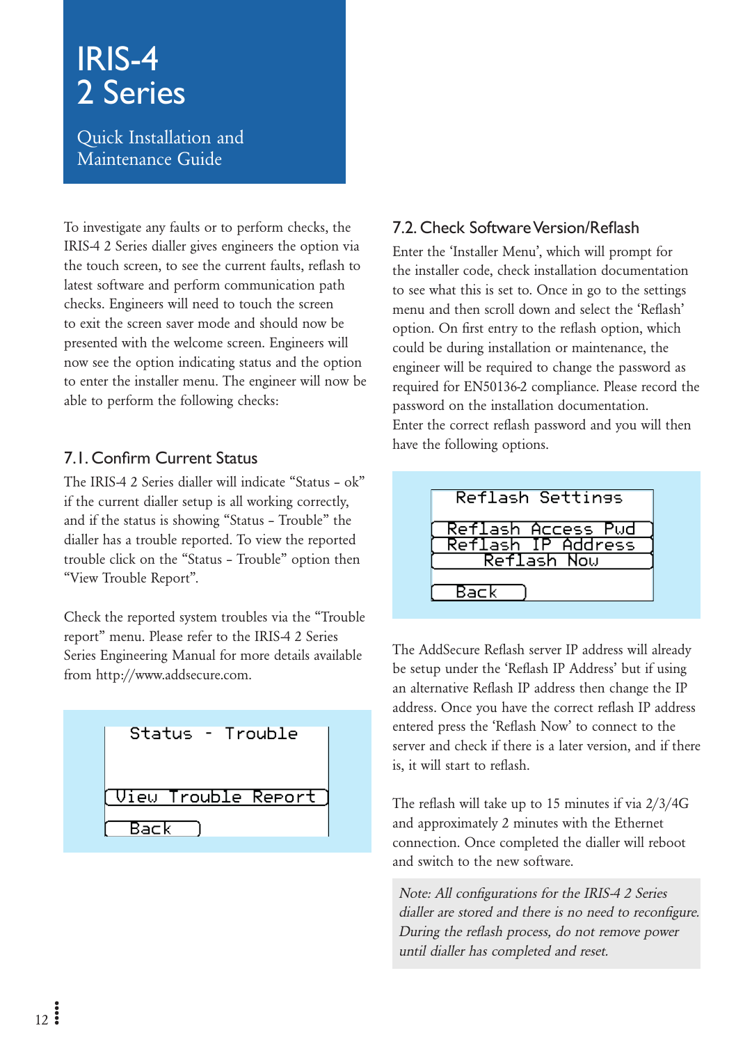# IRIS-4 2 Series

Quick Installation and Maintenance Guide

To investigate any faults or to perform checks, the IRIS-4 2 Series dialler gives engineers the option via the touch screen, to see the current faults, reflash to latest software and perform communication path checks. Engineers will need to touch the screen to exit the screen saver mode and should now be presented with the welcome screen. Engineers will now see the option indicating status and the option to enter the installer menu. The engineer will now be able to perform the following checks:

## 7.1. Confirm Current Status

The IRIS-4 2 Series dialler will indicate "Status - ok" if the current dialler setup is all working correctly, and if the status is showing "Status - Trouble" the dialler has a trouble reported. To view the reported trouble click on the "Status - Trouble" option then "View Trouble Report".

Check the reported system troubles via the "Trouble report" menu. Please refer to the IRIS-4 2 Series Series Engineering Manual for more details available from http://www.addsecure.com.

```
Status - Trouble

View Trouble Report
Back
```

## 7.2. Check Software Version/Reflash

Enter the 'Installer Menu', which will prompt for the installer code, check installation documentation to see what this is set to. Once in go to the settings menu and then scroll down and select the 'Reflash' option. On first entry to the reflash option, which could be during installation or maintenance, the engineer will be required to change the password as required for EN50136-2 compliance. Please record the password on the installation documentation.
Enter the correct reflash password and you will then have the following options.

```
Reflash Settings

Reflash Access Pwd
Reflash IP Address
Reflash Now

Back
```

The AddSecure Reflash server IP address will already be setup under the 'Reflash IP Address' but if using an alternative Reflash IP address then change the IP address. Once you have the correct reflash IP address entered press the 'Reflash Now' to connect to the server and check if there is a later version, and if there is, it will start to reflash.

The reflash will take up to 15 minutes if via 2/3/4G and approximately 2 minutes with the Ethernet connection. Once completed the dialler will reboot and switch to the new software.

*Note: All configurations for the IRIS-4 2 Series dialler are stored and there is no need to reconfigure. During the reflash process, do not remove power until dialler has completed and reset.*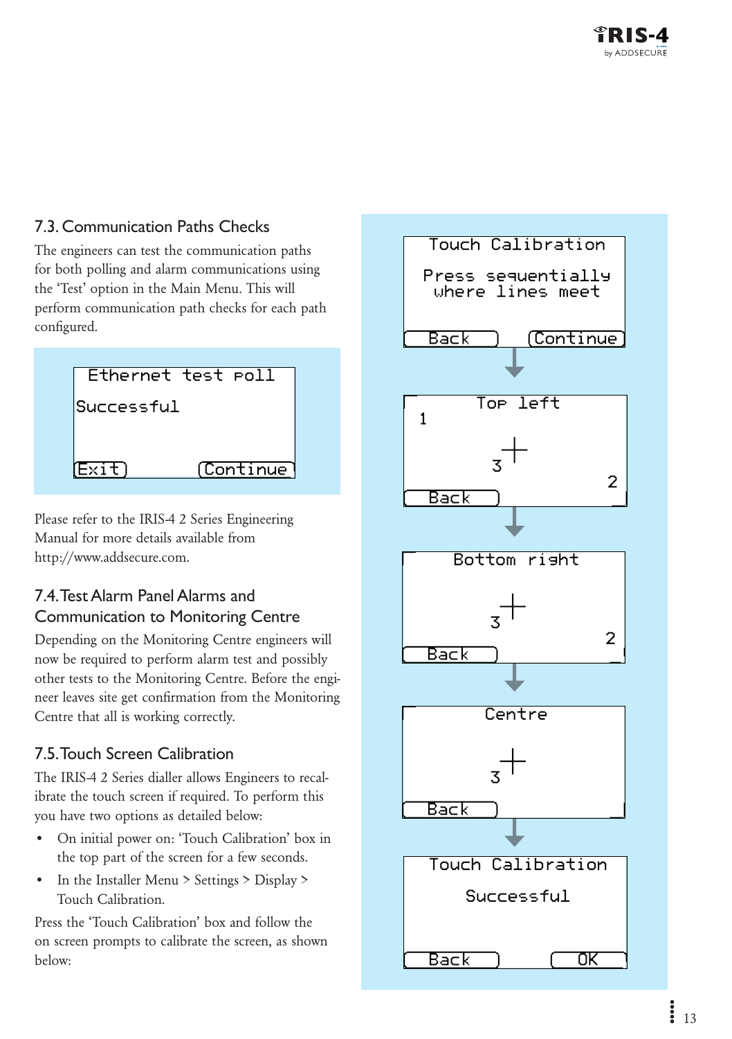## 7.3. Communication Paths Checks

The engineers can test the communication paths for both polling and alarm communications using the 'Test' option in the Main Menu. This will perform communication path checks for each path configured.

```
Ethernet test poll

Successful

Exit                Continue
```

Please refer to the IRIS-4 2 Series Engineering Manual for more details available from http://www.addsecure.com.

## 7.4. Test Alarm Panel Alarms and Communication to Monitoring Centre

Depending on the Monitoring Centre engineers will now be required to perform alarm test and possibly other tests to the Monitoring Centre. Before the engineer leaves site get confirmation from the Monitoring Centre that all is working correctly.

## 7.5. Touch Screen Calibration

The IRIS-4 2 Series dialler allows Engineers to recalibrate the touch screen if required. To perform this you have two options as detailed below:

- On initial power on: 'Touch Calibration' box in the top part of the screen for a few seconds.
- In the Installer Menu > Settings > Display > Touch Calibration.

Press the 'Touch Calibration' box and follow the on screen prompts to calibrate the screen, as shown below:

```
Touch Calibration

Press sequentially
where lines meet

Back                Continue
```

```
Top left
1

      3 +

                    2
Back
```

```
Bottom right

      3 +

                    2
Back
```

```
Centre

      3 +

Back
```

```
Touch Calibration

Successful

Back                OK
```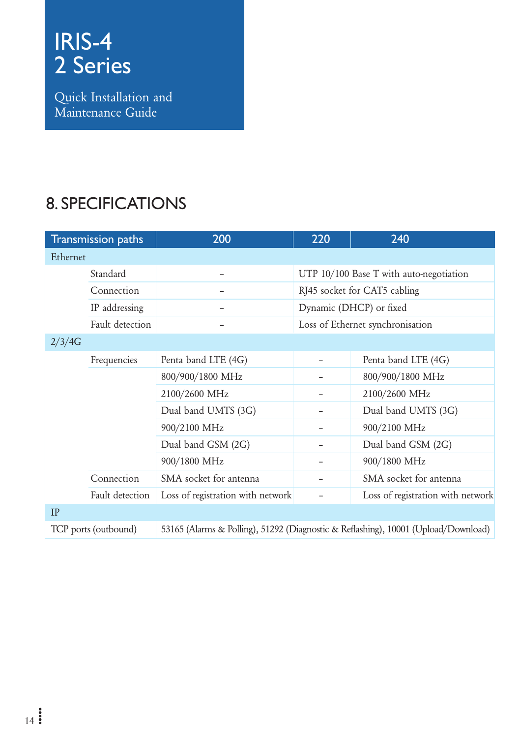# IRIS-4 2 Series

Quick Installation and Maintenance Guide

## 8. SPECIFICATIONS

| Transmission paths | | 200 | 220 | 240 |
|---|---|---|---|---|
| Ethernet | | | | |
| | Standard | - | UTP 10/100 Base T with auto-negotiation | |
| | Connection | - | RJ45 socket for CAT5 cabling | |
| | IP addressing | - | Dynamic (DHCP) or fixed | |
| | Fault detection | - | Loss of Ethernet synchronisation | |
| 2/3/4G | | | | |
| | Frequencies | Penta band LTE (4G) | - | Penta band LTE (4G) |
| | | 800/900/1800 MHz | - | 800/900/1800 MHz |
| | | 2100/2600 MHz | - | 2100/2600 MHz |
| | | Dual band UMTS (3G) | - | Dual band UMTS (3G) |
| | | 900/2100 MHz | - | 900/2100 MHz |
| | | Dual band GSM (2G) | - | Dual band GSM (2G) |
| | | 900/1800 MHz | - | 900/1800 MHz |
| | Connection | SMA socket for antenna | - | SMA socket for antenna |
| | Fault detection | Loss of registration with network | - | Loss of registration with network |
| IP | | | | |
| TCP ports (outbound) | | 53165 (Alarms & Polling), 51292 (Diagnostic & Reflashing), 10001 (Upload/Download) | | |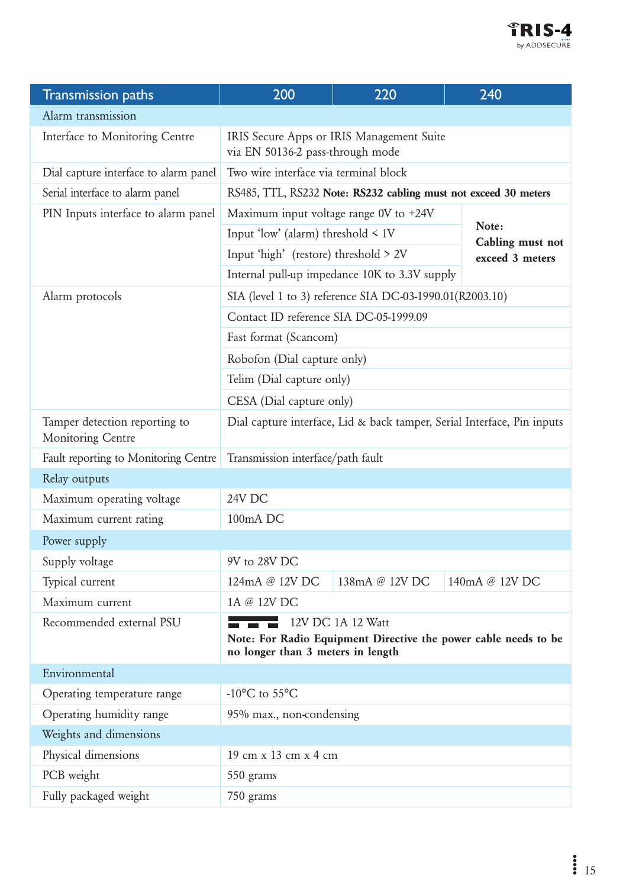| Transmission paths | 200 | 220 | 240 |
|---|---|---|---|
| **Alarm transmission** | | | |
| Interface to Monitoring Centre | IRIS Secure Apps or IRIS Management Suite via EN 50136-2 pass-through mode | | |
| Dial capture interface to alarm panel | Two wire interface via terminal block | | |
| Serial interface to alarm panel | RS485, TTL, RS232 **Note: RS232 cabling must not exceed 30 meters** | | |
| PIN Inputs interface to alarm panel | Maximum input voltage range 0V to +24V | | **Note: Cabling must not exceed 3 meters** |
| | Input 'low' (alarm) threshold < 1V | | |
| | Input 'high' (restore) threshold > 2V | | |
| | Internal pull-up impedance 10K to 3.3V supply | | |
| Alarm protocols | SIA (level 1 to 3) reference SIA DC-03-1990.01(R2003.10) | | |
| | Contact ID reference SIA DC-05-1999.09 | | |
| | Fast format (Scancom) | | |
| | Robofon (Dial capture only) | | |
| | Telim (Dial capture only) | | |
| | CESA (Dial capture only) | | |
| Tamper detection reporting to Monitoring Centre | Dial capture interface, Lid & back tamper, Serial Interface, Pin inputs | | |
| Fault reporting to Monitoring Centre | Transmission interface/path fault | | |
| **Relay outputs** | | | |
| Maximum operating voltage | 24V DC | | |
| Maximum current rating | 100mA DC | | |
| **Power supply** | | | |
| Supply voltage | 9V to 28V DC | | |
| Typical current | 124mA @ 12V DC | 138mA @ 12V DC | 140mA @ 12V DC |
| Maximum current | 1A @ 12V DC | | |
| Recommended external PSU | 12V DC 1A 12 Watt **Note: For Radio Equipment Directive the power cable needs to be no longer than 3 meters in length** | | |
| **Environmental** | | | |
| Operating temperature range | -10°C to 55°C | | |
| Operating humidity range | 95% max., non-condensing | | |
| **Weights and dimensions** | | | |
| Physical dimensions | 19 cm x 13 cm x 4 cm | | |
| PCB weight | 550 grams | | |
| Fully packaged weight | 750 grams | | |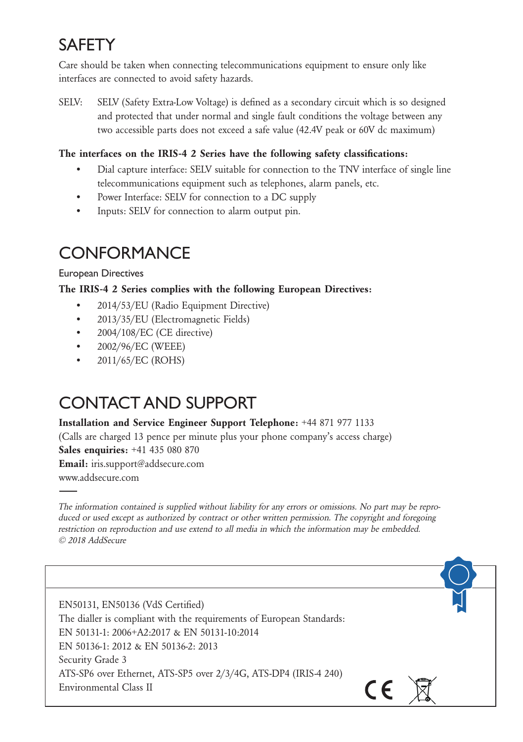# SAFETY

Care should be taken when connecting telecommunications equipment to ensure only like interfaces are connected to avoid safety hazards.

SELV: SELV (Safety Extra-Low Voltage) is defined as a secondary circuit which is so designed and protected that under normal and single fault conditions the voltage between any two accessible parts does not exceed a safe value (42.4V peak or 60V dc maximum)

**The interfaces on the IRIS-4 2 Series have the following safety classifications:**

- Dial capture interface: SELV suitable for connection to the TNV interface of single line telecommunications equipment such as telephones, alarm panels, etc.
- Power Interface: SELV for connection to a DC supply
- Inputs: SELV for connection to alarm output pin.

# CONFORMANCE

European Directives

**The IRIS-4 2 Series complies with the following European Directives:**

- 2014/53/EU (Radio Equipment Directive)
- 2013/35/EU (Electromagnetic Fields)
- 2004/108/EC (CE directive)
- 2002/96/EC (WEEE)
- 2011/65/EC (ROHS)

# CONTACT AND SUPPORT

**Installation and Service Engineer Support Telephone:** +44 871 977 1133
(Calls are charged 13 pence per minute plus your phone company's access charge)
**Sales enquiries:** +41 435 080 870
**Email:** iris.support@addsecure.com
www.addsecure.com

*The information contained is supplied without liability for any errors or omissions. No part may be reproduced or used except as authorized by contract or other written permission. The copyright and foregoing restriction on reproduction and use extend to all media in which the information may be embedded.*
*© 2018 AddSecure*

EN50131, EN50136 (VdS Certified)
The dialler is compliant with the requirements of European Standards:
EN 50131-1: 2006+A2:2017 & EN 50131-10:2014
EN 50136-1: 2012 & EN 50136-2: 2013
Security Grade 3
ATS-SP6 over Ethernet, ATS-SP5 over 2/3/4G, ATS-DP4 (IRIS-4 240)
Environmental Class II